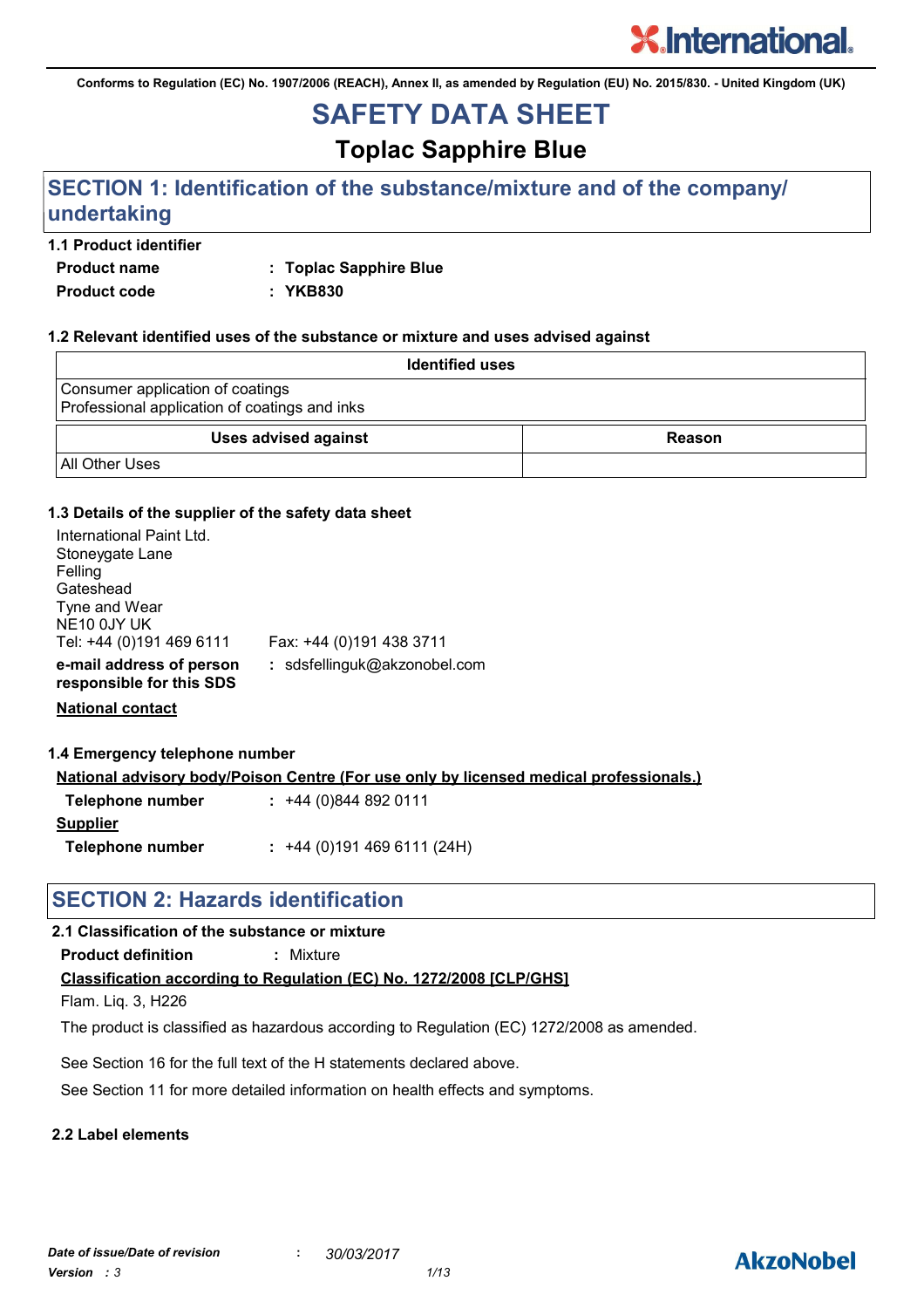Conforms to Regulation (EC) No. 1907/2006 (REACH), Annex II, as amended by Regulation (EU) No. 2015/830. - United Kingdom (UK)

# SAFETY DATA SHEET

## Toplac Sapphire Blue

## SECTION 1: Identification of the substance/mixture and of the company/ undertaking

### 1.1 Product identifier

**Product name** : **Toplac Sapphire Blue**

**Product code** : **YKB830**

### 1.2 Relevant identified uses of the substance or mixture and uses advised against

| Identified uses |
|---|
| Consumer application of coatings<br>Professional application of coatings and inks |

| Uses advised against | Reason |
|---|---|
| All Other Uses | |

### 1.3 Details of the supplier of the safety data sheet

International Paint Ltd.
Stoneygate Lane
Felling
Gateshead
Tyne and Wear
NE10 0JY UK
Tel: +44 (0)191 469 6111 Fax: +44 (0)191 438 3711

**e-mail address of person responsible for this SDS** : sdsfellinguk@akzonobel.com

**National contact**

### 1.4 Emergency telephone number

**National advisory body/Poison Centre (For use only by licensed medical professionals.)**

**Telephone number** : +44 (0)844 892 0111

**Supplier**

**Telephone number** : +44 (0)191 469 6111 (24H)

## SECTION 2: Hazards identification

### 2.1 Classification of the substance or mixture

**Product definition** : Mixture

**Classification according to Regulation (EC) No. 1272/2008 [CLP/GHS]**

Flam. Liq. 3, H226

The product is classified as hazardous according to Regulation (EC) 1272/2008 as amended.

See Section 16 for the full text of the H statements declared above.

See Section 11 for more detailed information on health effects and symptoms.

### 2.2 Label elements

*Date of issue/Date of revision* : *30/03/2017*

*Version : 3*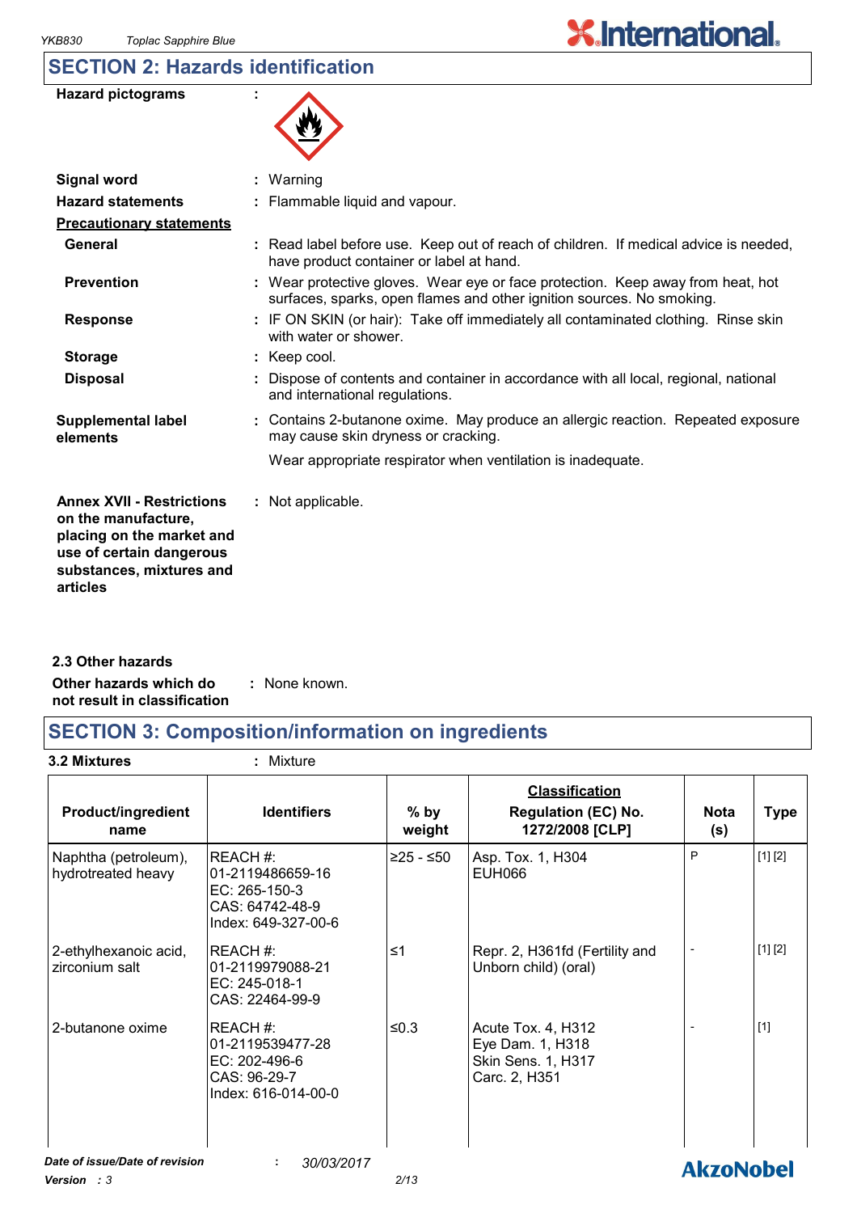## SECTION 2: Hazards identification

**Hazard pictograms** :

**Signal word** : Warning

**Hazard statements** : Flammable liquid and vapour.

**Precautionary statements**

**General** : Read label before use. Keep out of reach of children. If medical advice is needed, have product container or label at hand.

**Prevention** : Wear protective gloves. Wear eye or face protection. Keep away from heat, hot surfaces, sparks, open flames and other ignition sources. No smoking.

**Response** : IF ON SKIN (or hair): Take off immediately all contaminated clothing. Rinse skin with water or shower.

**Storage** : Keep cool.

**Disposal** : Dispose of contents and container in accordance with all local, regional, national and international regulations.

**Supplemental label elements** : Contains 2-butanone oxime. May produce an allergic reaction. Repeated exposure may cause skin dryness or cracking.

Wear appropriate respirator when ventilation is inadequate.

**Annex XVII - Restrictions on the manufacture, placing on the market and use of certain dangerous substances, mixtures and articles** : Not applicable.

### 2.3 Other hazards

**Other hazards which do not result in classification** : None known.

## SECTION 3: Composition/information on ingredients

**3.2 Mixtures** : Mixture

| Product/ingredient name | Identifiers | % by weight | Classification Regulation (EC) No. 1272/2008 [CLP] | Nota (s) | Type |
|---|---|---|---|---|---|
| Naphtha (petroleum), hydrotreated heavy | REACH #: 01-2119486659-16<br>EC: 265-150-3<br>CAS: 64742-48-9<br>Index: 649-327-00-6 | ≥25 - ≤50 | Asp. Tox. 1, H304<br>EUH066 | P | [1] [2] |
| 2-ethylhexanoic acid, zirconium salt | REACH #: 01-2119979088-21<br>EC: 245-018-1<br>CAS: 22464-99-9 | ≤1 | Repr. 2, H361fd (Fertility and Unborn child) (oral) | - | [1] [2] |
| 2-butanone oxime | REACH #: 01-2119539477-28<br>EC: 202-496-6<br>CAS: 96-29-7<br>Index: 616-014-00-0 | ≤0.3 | Acute Tox. 4, H312<br>Eye Dam. 1, H318<br>Skin Sens. 1, H317<br>Carc. 2, H351 | - | [1] |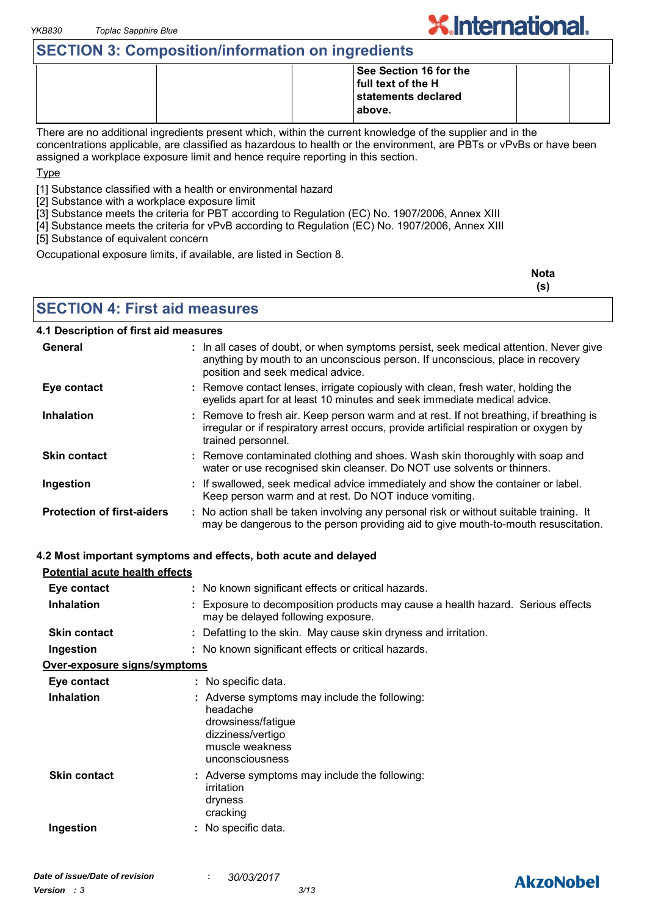## SECTION 3: Composition/information on ingredients

| | | | | | |
|---|---|---|---|---|---|
| | | | **See Section 16 for the full text of the H statements declared above.** | | |

There are no additional ingredients present which, within the current knowledge of the supplier and in the concentrations applicable, are classified as hazardous to health or the environment, are PBTs or vPvBs or have been assigned a workplace exposure limit and hence require reporting in this section.

Type

[1] Substance classified with a health or environmental hazard
[2] Substance with a workplace exposure limit
[3] Substance meets the criteria for PBT according to Regulation (EC) No. 1907/2006, Annex XIII
[4] Substance meets the criteria for vPvB according to Regulation (EC) No. 1907/2006, Annex XIII
[5] Substance of equivalent concern

Occupational exposure limits, if available, are listed in Section 8.

**Nota (s)**

## SECTION 4: First aid measures

### 4.1 Description of first aid measures

**General** : In all cases of doubt, or when symptoms persist, seek medical attention. Never give anything by mouth to an unconscious person. If unconscious, place in recovery position and seek medical advice.

**Eye contact** : Remove contact lenses, irrigate copiously with clean, fresh water, holding the eyelids apart for at least 10 minutes and seek immediate medical advice.

**Inhalation** : Remove to fresh air. Keep person warm and at rest. If not breathing, if breathing is irregular or if respiratory arrest occurs, provide artificial respiration or oxygen by trained personnel.

**Skin contact** : Remove contaminated clothing and shoes. Wash skin thoroughly with soap and water or use recognised skin cleanser. Do NOT use solvents or thinners.

**Ingestion** : If swallowed, seek medical advice immediately and show the container or label. Keep person warm and at rest. Do NOT induce vomiting.

**Protection of first-aiders** : No action shall be taken involving any personal risk or without suitable training. It may be dangerous to the person providing aid to give mouth-to-mouth resuscitation.

### 4.2 Most important symptoms and effects, both acute and delayed

Potential acute health effects

**Eye contact** : No known significant effects or critical hazards.

**Inhalation** : Exposure to decomposition products may cause a health hazard. Serious effects may be delayed following exposure.

**Skin contact** : Defatting to the skin. May cause skin dryness and irritation.

**Ingestion** : No known significant effects or critical hazards.

Over-exposure signs/symptoms

**Eye contact** : No specific data.

**Inhalation** : Adverse symptoms may include the following:
headache
drowsiness/fatigue
dizziness/vertigo
muscle weakness
unconsciousness

**Skin contact** : Adverse symptoms may include the following:
irritation
dryness
cracking

**Ingestion** : No specific data.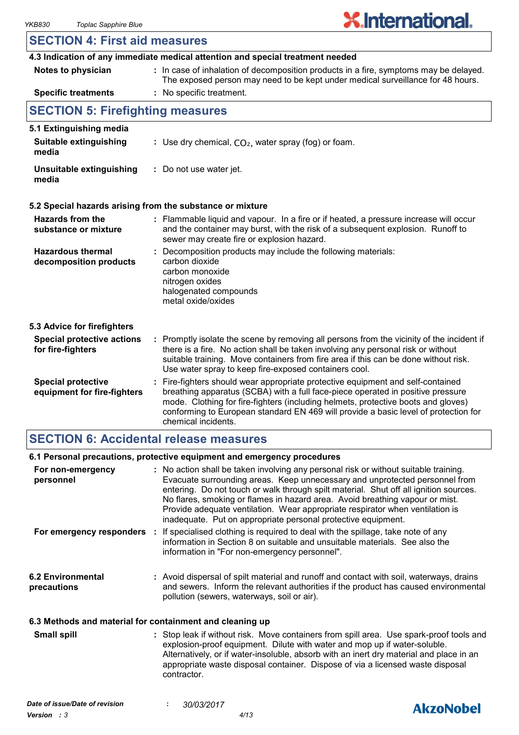## SECTION 4: First aid measures

### 4.3 Indication of any immediate medical attention and special treatment needed

**Notes to physician** : In case of inhalation of decomposition products in a fire, symptoms may be delayed. The exposed person may need to be kept under medical surveillance for 48 hours.

**Specific treatments** : No specific treatment.

## SECTION 5: Firefighting measures

### 5.1 Extinguishing media

**Suitable extinguishing media** : Use dry chemical, $CO_2$, water spray (fog) or foam.

**Unsuitable extinguishing media** : Do not use water jet.

### 5.2 Special hazards arising from the substance or mixture

**Hazards from the substance or mixture** : Flammable liquid and vapour. In a fire or if heated, a pressure increase will occur and the container may burst, with the risk of a subsequent explosion. Runoff to sewer may create fire or explosion hazard.

**Hazardous thermal decomposition products** : Decomposition products may include the following materials:
carbon dioxide
carbon monoxide
nitrogen oxides
halogenated compounds
metal oxide/oxides

### 5.3 Advice for firefighters

**Special protective actions for fire-fighters** : Promptly isolate the scene by removing all persons from the vicinity of the incident if there is a fire. No action shall be taken involving any personal risk or without suitable training. Move containers from fire area if this can be done without risk. Use water spray to keep fire-exposed containers cool.

**Special protective equipment for fire-fighters** : Fire-fighters should wear appropriate protective equipment and self-contained breathing apparatus (SCBA) with a full face-piece operated in positive pressure mode. Clothing for fire-fighters (including helmets, protective boots and gloves) conforming to European standard EN 469 will provide a basic level of protection for chemical incidents.

## SECTION 6: Accidental release measures

### 6.1 Personal precautions, protective equipment and emergency procedures

**For non-emergency personnel** : No action shall be taken involving any personal risk or without suitable training. Evacuate surrounding areas. Keep unnecessary and unprotected personnel from entering. Do not touch or walk through spilt material. Shut off all ignition sources. No flares, smoking or flames in hazard area. Avoid breathing vapour or mist. Provide adequate ventilation. Wear appropriate respirator when ventilation is inadequate. Put on appropriate personal protective equipment.

**For emergency responders** : If specialised clothing is required to deal with the spillage, take note of any information in Section 8 on suitable and unsuitable materials. See also the information in "For non-emergency personnel".

### 6.2 Environmental precautions

: Avoid dispersal of spilt material and runoff and contact with soil, waterways, drains and sewers. Inform the relevant authorities if the product has caused environmental pollution (sewers, waterways, soil or air).

### 6.3 Methods and material for containment and cleaning up

**Small spill** : Stop leak if without risk. Move containers from spill area. Use spark-proof tools and explosion-proof equipment. Dilute with water and mop up if water-soluble. Alternatively, or if water-insoluble, absorb with an inert dry material and place in an appropriate waste disposal container. Dispose of via a licensed waste disposal contractor.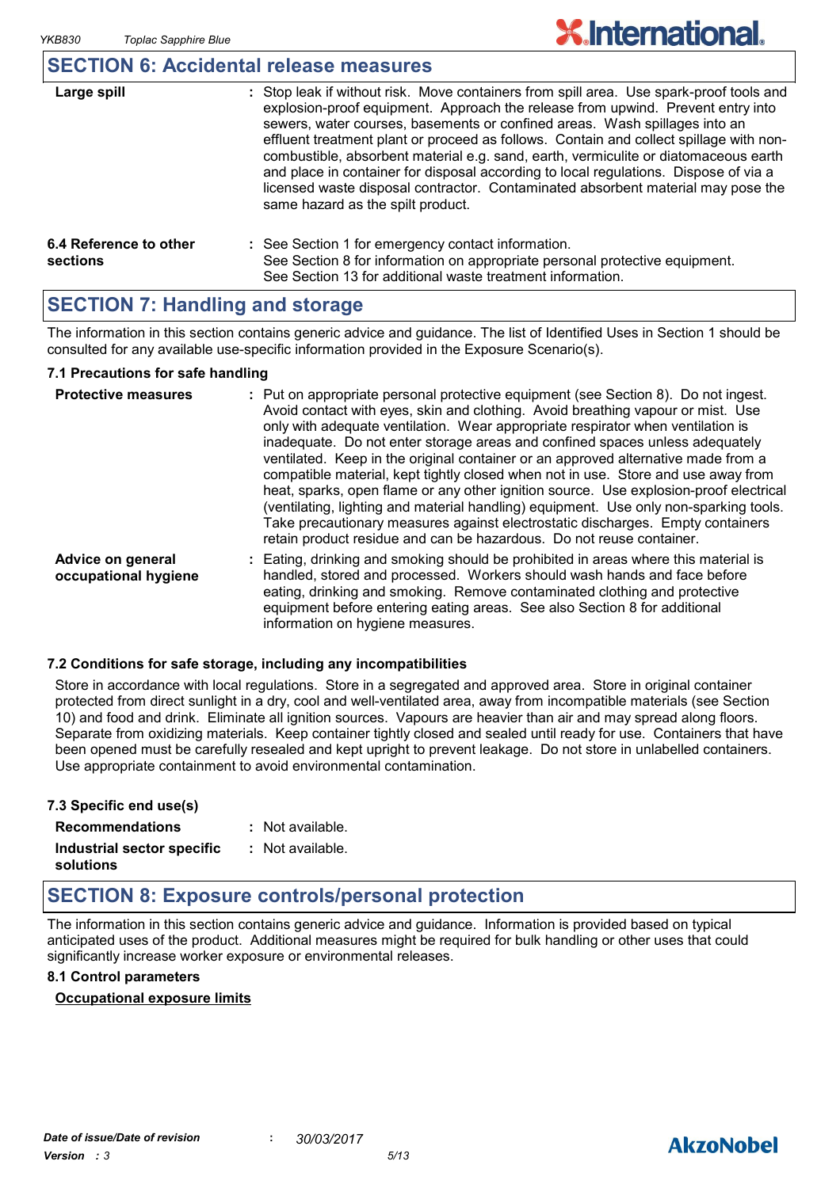## SECTION 6: Accidental release measures

| | |
|---|---|
| **Large spill** | : Stop leak if without risk. Move containers from spill area. Use spark-proof tools and explosion-proof equipment. Approach the release from upwind. Prevent entry into sewers, water courses, basements or confined areas. Wash spillages into an effluent treatment plant or proceed as follows. Contain and collect spillage with non-combustible, absorbent material e.g. sand, earth, vermiculite or diatomaceous earth and place in container for disposal according to local regulations. Dispose of via a licensed waste disposal contractor. Contaminated absorbent material may pose the same hazard as the spilt product. |
| **6.4 Reference to other sections** | : See Section 1 for emergency contact information. See Section 8 for information on appropriate personal protective equipment. See Section 13 for additional waste treatment information. |

## SECTION 7: Handling and storage

The information in this section contains generic advice and guidance. The list of Identified Uses in Section 1 should be consulted for any available use-specific information provided in the Exposure Scenario(s).

### 7.1 Precautions for safe handling

| | |
|---|---|
| **Protective measures** | : Put on appropriate personal protective equipment (see Section 8). Do not ingest. Avoid contact with eyes, skin and clothing. Avoid breathing vapour or mist. Use only with adequate ventilation. Wear appropriate respirator when ventilation is inadequate. Do not enter storage areas and confined spaces unless adequately ventilated. Keep in the original container or an approved alternative made from a compatible material, kept tightly closed when not in use. Store and use away from heat, sparks, open flame or any other ignition source. Use explosion-proof electrical (ventilating, lighting and material handling) equipment. Use only non-sparking tools. Take precautionary measures against electrostatic discharges. Empty containers retain product residue and can be hazardous. Do not reuse container. |
| **Advice on general occupational hygiene** | : Eating, drinking and smoking should be prohibited in areas where this material is handled, stored and processed. Workers should wash hands and face before eating, drinking and smoking. Remove contaminated clothing and protective equipment before entering eating areas. See also Section 8 for additional information on hygiene measures. |

### 7.2 Conditions for safe storage, including any incompatibilities

Store in accordance with local regulations. Store in a segregated and approved area. Store in original container protected from direct sunlight in a dry, cool and well-ventilated area, away from incompatible materials (see Section 10) and food and drink. Eliminate all ignition sources. Vapours are heavier than air and may spread along floors. Separate from oxidizing materials. Keep container tightly closed and sealed until ready for use. Containers that have been opened must be carefully resealed and kept upright to prevent leakage. Do not store in unlabelled containers. Use appropriate containment to avoid environmental contamination.

### 7.3 Specific end use(s)

| | |
|---|---|
| **Recommendations** | : Not available. |
| **Industrial sector specific solutions** | : Not available. |

## SECTION 8: Exposure controls/personal protection

The information in this section contains generic advice and guidance. Information is provided based on typical anticipated uses of the product. Additional measures might be required for bulk handling or other uses that could significantly increase worker exposure or environmental releases.

### 8.1 Control parameters

**Occupational exposure limits**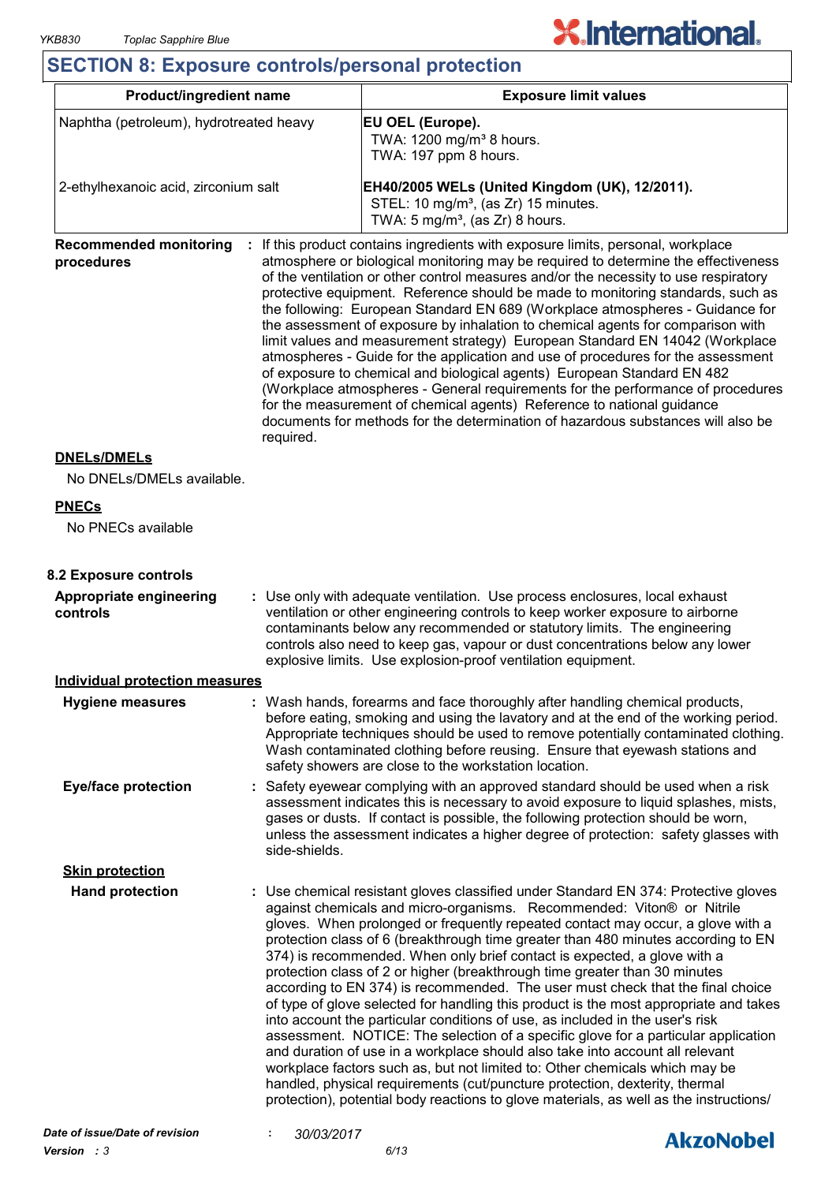## SECTION 8: Exposure controls/personal protection

| Product/ingredient name | Exposure limit values |
|---|---|
| Naphtha (petroleum), hydrotreated heavy | **EU OEL (Europe).**<br>TWA: 1200 mg/m³ 8 hours.<br>TWA: 197 ppm 8 hours. |
| 2-ethylhexanoic acid, zirconium salt | **EH40/2005 WELs (United Kingdom (UK), 12/2011).**<br>STEL: 10 mg/m³, (as Zr) 15 minutes.<br>TWA: 5 mg/m³, (as Zr) 8 hours. |

**Recommended monitoring procedures** : If this product contains ingredients with exposure limits, personal, workplace atmosphere or biological monitoring may be required to determine the effectiveness of the ventilation or other control measures and/or the necessity to use respiratory protective equipment. Reference should be made to monitoring standards, such as the following: European Standard EN 689 (Workplace atmospheres - Guidance for the assessment of exposure by inhalation to chemical agents for comparison with limit values and measurement strategy) European Standard EN 14042 (Workplace atmospheres - Guide for the application and use of procedures for the assessment of exposure to chemical and biological agents) European Standard EN 482 (Workplace atmospheres - General requirements for the performance of procedures for the measurement of chemical agents) Reference to national guidance documents for methods for the determination of hazardous substances will also be required.

**DNELs/DMELs**

No DNELs/DMELs available.

**PNECs**

No PNECs available

### 8.2 Exposure controls

**Appropriate engineering controls** : Use only with adequate ventilation. Use process enclosures, local exhaust ventilation or other engineering controls to keep worker exposure to airborne contaminants below any recommended or statutory limits. The engineering controls also need to keep gas, vapour or dust concentrations below any lower explosive limits. Use explosion-proof ventilation equipment.

**Individual protection measures**

**Hygiene measures** : Wash hands, forearms and face thoroughly after handling chemical products, before eating, smoking and using the lavatory and at the end of the working period. Appropriate techniques should be used to remove potentially contaminated clothing. Wash contaminated clothing before reusing. Ensure that eyewash stations and safety showers are close to the workstation location.

**Eye/face protection** : Safety eyewear complying with an approved standard should be used when a risk assessment indicates this is necessary to avoid exposure to liquid splashes, mists, gases or dusts. If contact is possible, the following protection should be worn, unless the assessment indicates a higher degree of protection: safety glasses with side-shields.

**Skin protection**

**Hand protection** : Use chemical resistant gloves classified under Standard EN 374: Protective gloves against chemicals and micro-organisms. Recommended: Viton® or Nitrile gloves. When prolonged or frequently repeated contact may occur, a glove with a protection class of 6 (breakthrough time greater than 480 minutes according to EN 374) is recommended. When only brief contact is expected, a glove with a protection class of 2 or higher (breakthrough time greater than 30 minutes according to EN 374) is recommended. The user must check that the final choice of type of glove selected for handling this product is the most appropriate and takes into account the particular conditions of use, as included in the user's risk assessment. NOTICE: The selection of a specific glove for a particular application and duration of use in a workplace should also take into account all relevant workplace factors such as, but not limited to: Other chemicals which may be handled, physical requirements (cut/puncture protection, dexterity, thermal protection), potential body reactions to glove materials, as well as the instructions/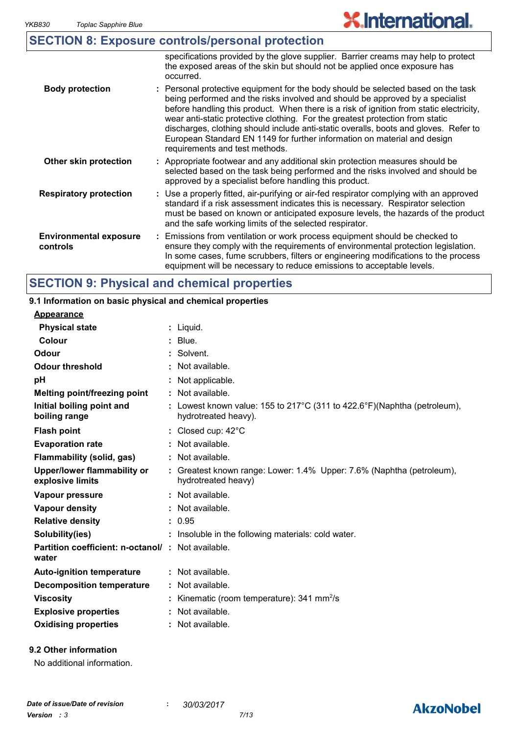## SECTION 8: Exposure controls/personal protection

| | |
|---|---|
| | specifications provided by the glove supplier. Barrier creams may help to protect the exposed areas of the skin but should not be applied once exposure has occurred. |
| **Body protection** | : Personal protective equipment for the body should be selected based on the task being performed and the risks involved and should be approved by a specialist before handling this product. When there is a risk of ignition from static electricity, wear anti-static protective clothing. For the greatest protection from static discharges, clothing should include anti-static overalls, boots and gloves. Refer to European Standard EN 1149 for further information on material and design requirements and test methods. |
| **Other skin protection** | : Appropriate footwear and any additional skin protection measures should be selected based on the task being performed and the risks involved and should be approved by a specialist before handling this product. |
| **Respiratory protection** | : Use a properly fitted, air-purifying or air-fed respirator complying with an approved standard if a risk assessment indicates this is necessary. Respirator selection must be based on known or anticipated exposure levels, the hazards of the product and the safe working limits of the selected respirator. |
| **Environmental exposure controls** | : Emissions from ventilation or work process equipment should be checked to ensure they comply with the requirements of environmental protection legislation. In some cases, fume scrubbers, filters or engineering modifications to the process equipment will be necessary to reduce emissions to acceptable levels. |

## SECTION 9: Physical and chemical properties

### 9.1 Information on basic physical and chemical properties

**Appearance**

| | |
|---|---|
| **Physical state** | : Liquid. |
| **Colour** | : Blue. |
| **Odour** | : Solvent. |
| **Odour threshold** | : Not available. |
| **pH** | : Not applicable. |
| **Melting point/freezing point** | : Not available. |
| **Initial boiling point and boiling range** | : Lowest known value: 155 to 217°C (311 to 422.6°F)(Naphtha (petroleum), hydrotreated heavy). |
| **Flash point** | : Closed cup: 42°C |
| **Evaporation rate** | : Not available. |
| **Flammability (solid, gas)** | : Not available. |
| **Upper/lower flammability or explosive limits** | : Greatest known range: Lower: 1.4% Upper: 7.6% (Naphtha (petroleum), hydrotreated heavy) |
| **Vapour pressure** | : Not available. |
| **Vapour density** | : Not available. |
| **Relative density** | : 0.95 |
| **Solubility(ies)** | : Insoluble in the following materials: cold water. |
| **Partition coefficient: n-octanol/water** | : Not available. |
| **Auto-ignition temperature** | : Not available. |
| **Decomposition temperature** | : Not available. |
| **Viscosity** | : Kinematic (room temperature): 341 $mm^2/s$ |
| **Explosive properties** | : Not available. |
| **Oxidising properties** | : Not available. |

### 9.2 Other information

No additional information.

*Date of issue/Date of revision* : *30/03/2017*

*Version : 3*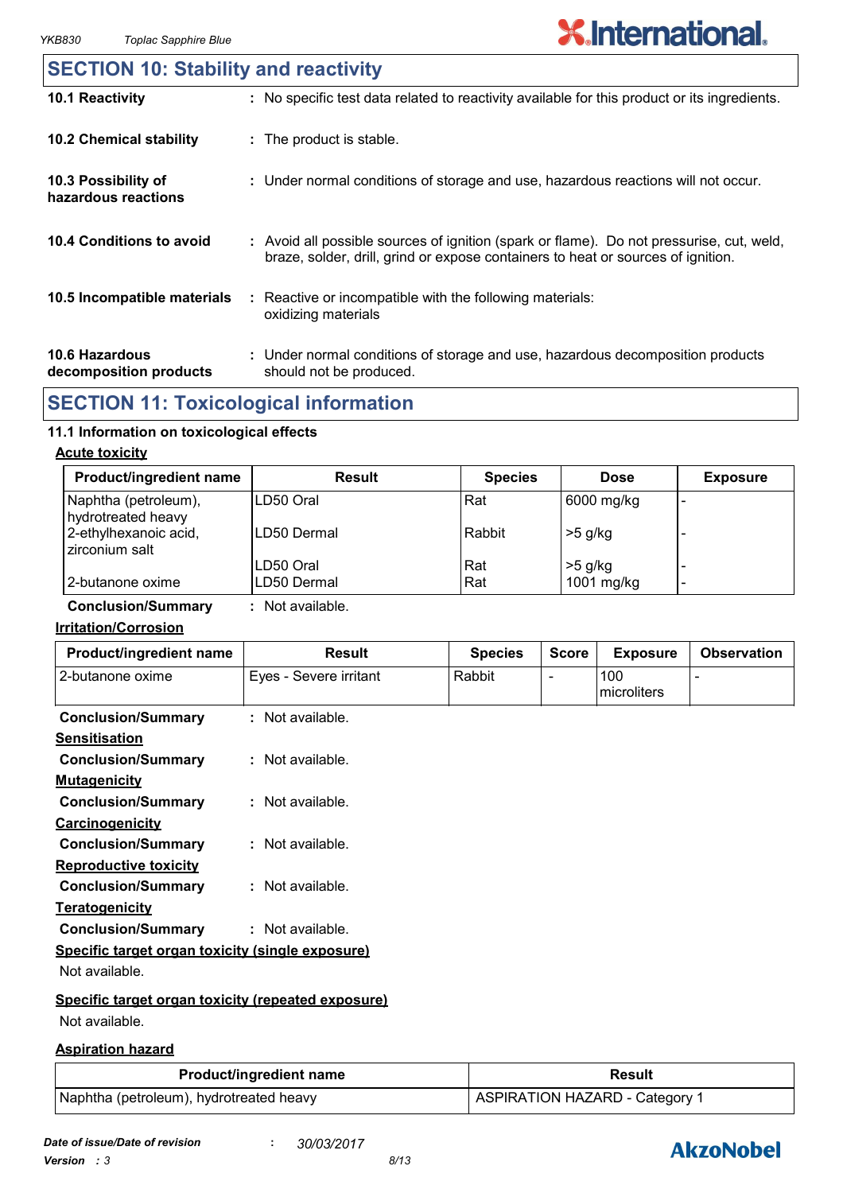## SECTION 10: Stability and reactivity

**10.1 Reactivity** : No specific test data related to reactivity available for this product or its ingredients.

**10.2 Chemical stability** : The product is stable.

**10.3 Possibility of hazardous reactions** : Under normal conditions of storage and use, hazardous reactions will not occur.

**10.4 Conditions to avoid** : Avoid all possible sources of ignition (spark or flame). Do not pressurise, cut, weld, braze, solder, drill, grind or expose containers to heat or sources of ignition.

**10.5 Incompatible materials** : Reactive or incompatible with the following materials: oxidizing materials

**10.6 Hazardous decomposition products** : Under normal conditions of storage and use, hazardous decomposition products should not be produced.

## SECTION 11: Toxicological information

### 11.1 Information on toxicological effects

**Acute toxicity**

| Product/ingredient name | Result | Species | Dose | Exposure |
|---|---|---|---|---|
| Naphtha (petroleum), hydrotreated heavy | LD50 Oral | Rat | 6000 mg/kg | - |
| 2-ethylhexanoic acid, zirconium salt | LD50 Dermal | Rabbit | >5 g/kg | - |
| | LD50 Oral | Rat | >5 g/kg | - |
| 2-butanone oxime | LD50 Dermal | Rat | 1001 mg/kg | - |

**Conclusion/Summary** : Not available.

**Irritation/Corrosion**

| Product/ingredient name | Result | Species | Score | Exposure | Observation |
|---|---|---|---|---|---|
| 2-butanone oxime | Eyes - Severe irritant | Rabbit | - | 100 microliters | - |

**Conclusion/Summary** : Not available.

**Sensitisation**

**Conclusion/Summary** : Not available.

**Mutagenicity**

**Conclusion/Summary** : Not available.

**Carcinogenicity**

**Conclusion/Summary** : Not available.

**Reproductive toxicity**

**Conclusion/Summary** : Not available.

**Teratogenicity**

**Conclusion/Summary** : Not available.

**Specific target organ toxicity (single exposure)**

Not available.

**Specific target organ toxicity (repeated exposure)**

Not available.

**Aspiration hazard**

| Product/ingredient name | Result |
|---|---|
| Naphtha (petroleum), hydrotreated heavy | ASPIRATION HAZARD - Category 1 |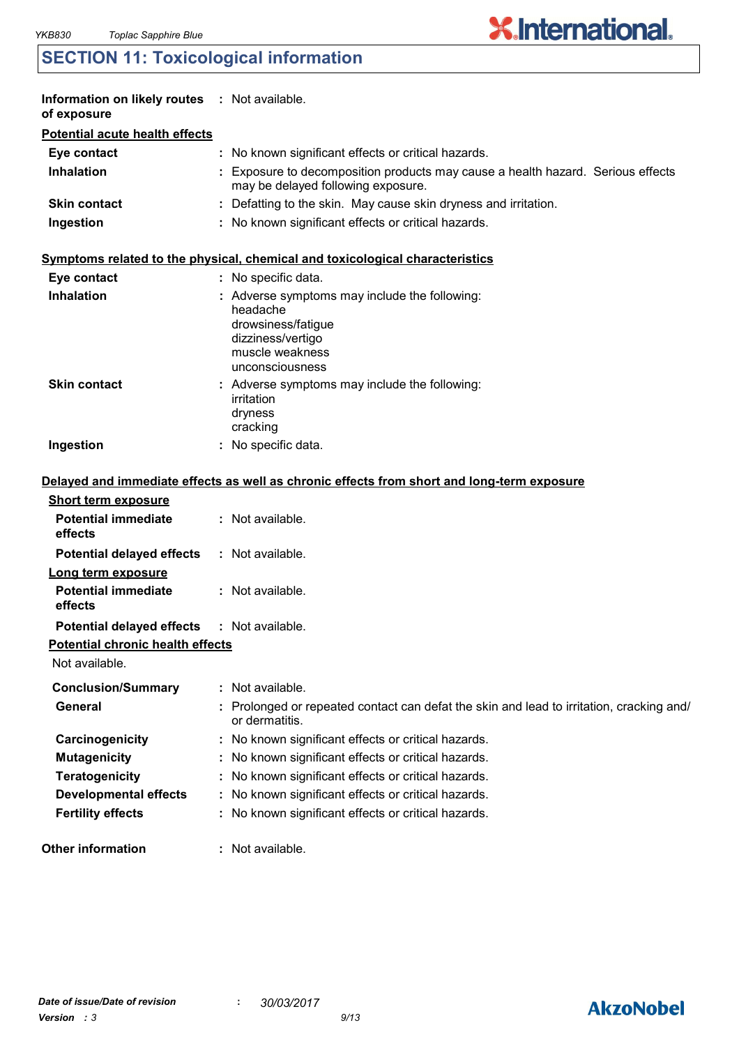## SECTION 11: Toxicological information

**Information on likely routes of exposure** : Not available.

**Potential acute health effects**

| | |
|---|---|
| **Eye contact** | : No known significant effects or critical hazards. |
| **Inhalation** | : Exposure to decomposition products may cause a health hazard. Serious effects may be delayed following exposure. |
| **Skin contact** | : Defatting to the skin. May cause skin dryness and irritation. |
| **Ingestion** | : No known significant effects or critical hazards. |

**Symptoms related to the physical, chemical and toxicological characteristics**

| | |
|---|---|
| **Eye contact** | : No specific data. |
| **Inhalation** | : Adverse symptoms may include the following:<br>headache<br>drowsiness/fatigue<br>dizziness/vertigo<br>muscle weakness<br>unconsciousness |
| **Skin contact** | : Adverse symptoms may include the following:<br>irritation<br>dryness<br>cracking |
| **Ingestion** | : No specific data. |

**Delayed and immediate effects as well as chronic effects from short and long-term exposure**

**Short term exposure**

| | |
|---|---|
| **Potential immediate effects** | : Not available. |
| **Potential delayed effects** | : Not available. |

**Long term exposure**

| | |
|---|---|
| **Potential immediate effects** | : Not available. |
| **Potential delayed effects** | : Not available. |

**Potential chronic health effects**

Not available.

| | |
|---|---|
| **Conclusion/Summary** | : Not available. |
| **General** | : Prolonged or repeated contact can defat the skin and lead to irritation, cracking and/ or dermatitis. |
| **Carcinogenicity** | : No known significant effects or critical hazards. |
| **Mutagenicity** | : No known significant effects or critical hazards. |
| **Teratogenicity** | : No known significant effects or critical hazards. |
| **Developmental effects** | : No known significant effects or critical hazards. |
| **Fertility effects** | : No known significant effects or critical hazards. |

**Other information** : Not available.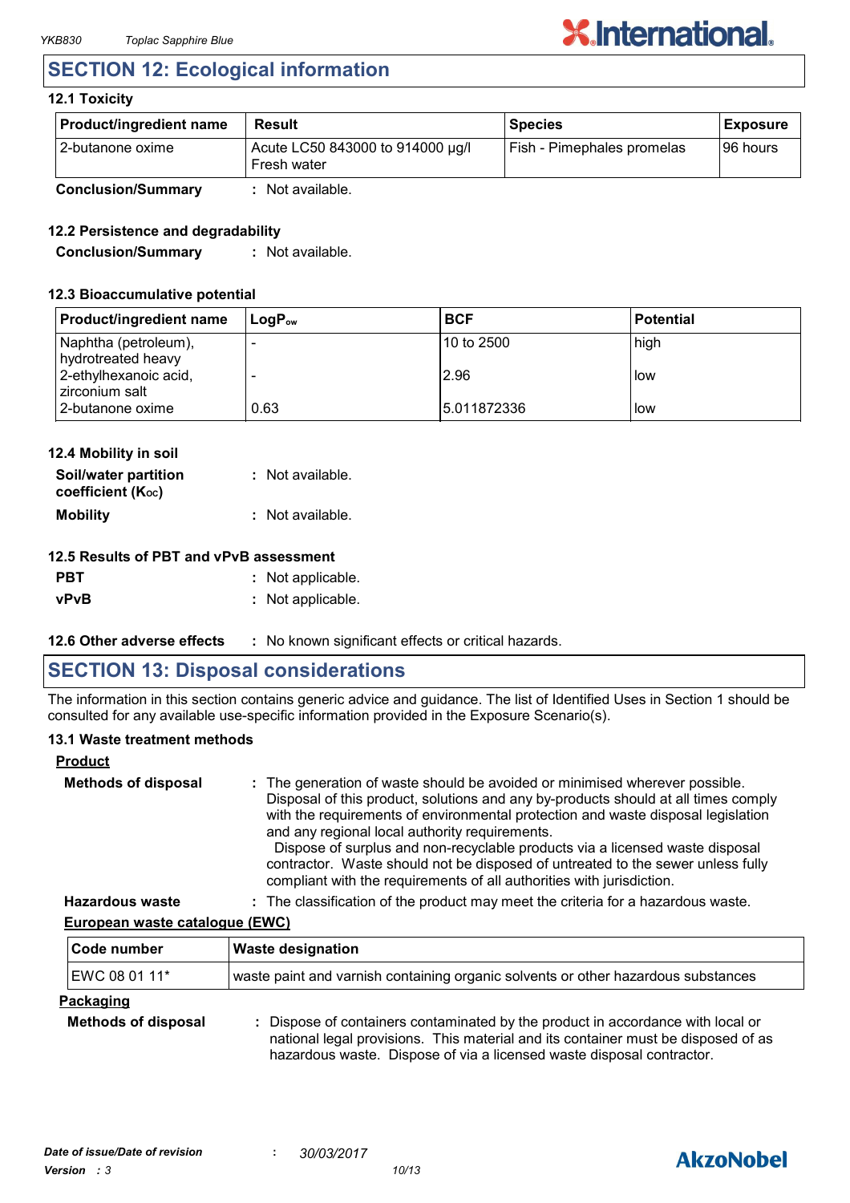## SECTION 12: Ecological information

### 12.1 Toxicity

| Product/ingredient name | Result | Species | Exposure |
|---|---|---|---|
| 2-butanone oxime | Acute LC50 843000 to 914000 µg/l Fresh water | Fish - Pimephales promelas | 96 hours |

**Conclusion/Summary** : Not available.

### 12.2 Persistence and degradability

**Conclusion/Summary** : Not available.

### 12.3 Bioaccumulative potential

| Product/ingredient name | $LogP_{ow}$ | BCF | Potential |
|---|---|---|---|
| Naphtha (petroleum), hydrotreated heavy | - | 10 to 2500 | high |
| 2-ethylhexanoic acid, zirconium salt | - | 2.96 | low |
| 2-butanone oxime | 0.63 | 5.011872336 | low |

### 12.4 Mobility in soil

**Soil/water partition coefficient ($K_{oc}$)** : Not available.

**Mobility** : Not available.

### 12.5 Results of PBT and vPvB assessment

**PBT** : Not applicable.

**vPvB** : Not applicable.

### 12.6 Other adverse effects : No known significant effects or critical hazards.

## SECTION 13: Disposal considerations

The information in this section contains generic advice and guidance. The list of Identified Uses in Section 1 should be consulted for any available use-specific information provided in the Exposure Scenario(s).

### 13.1 Waste treatment methods

**Product**

**Methods of disposal** : The generation of waste should be avoided or minimised wherever possible. Disposal of this product, solutions and any by-products should at all times comply with the requirements of environmental protection and waste disposal legislation and any regional local authority requirements. Dispose of surplus and non-recyclable products via a licensed waste disposal contractor. Waste should not be disposed of untreated to the sewer unless fully compliant with the requirements of all authorities with jurisdiction.

**Hazardous waste** : The classification of the product may meet the criteria for a hazardous waste.

**European waste catalogue (EWC)**

| Code number | Waste designation |
|---|---|
| EWC 08 01 11* | waste paint and varnish containing organic solvents or other hazardous substances |

**Packaging**

**Methods of disposal** : Dispose of containers contaminated by the product in accordance with local or national legal provisions. This material and its container must be disposed of as hazardous waste. Dispose of via a licensed waste disposal contractor.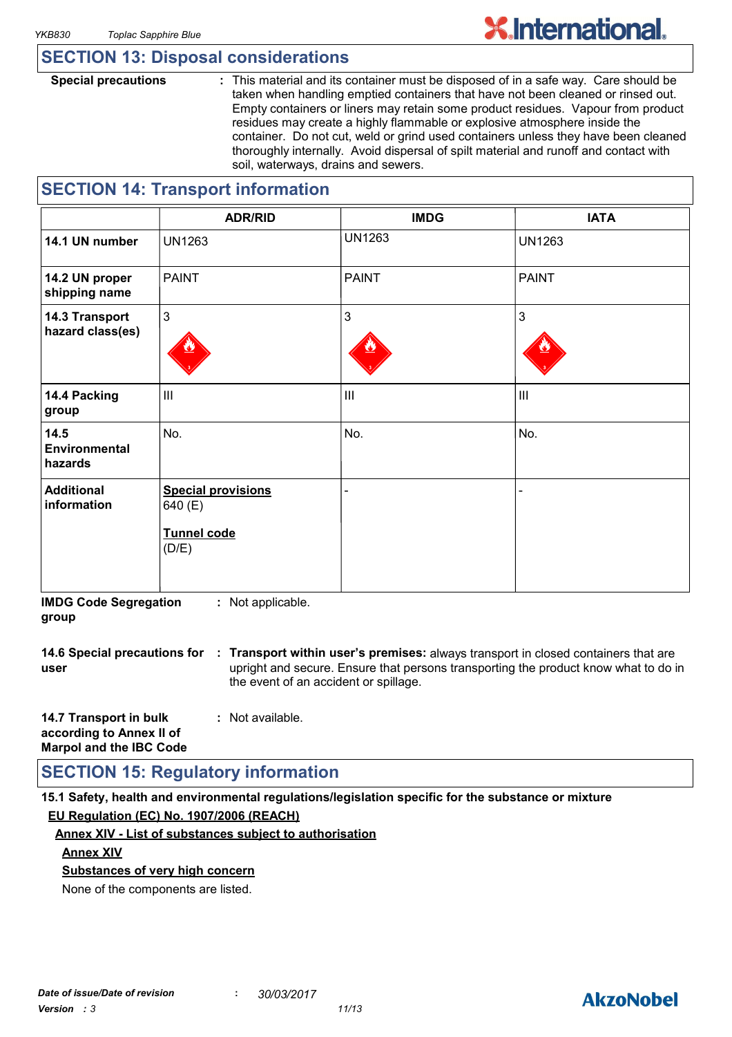## SECTION 13: Disposal considerations

**Special precautions** : This material and its container must be disposed of in a safe way. Care should be taken when handling emptied containers that have not been cleaned or rinsed out. Empty containers or liners may retain some product residues. Vapour from product residues may create a highly flammable or explosive atmosphere inside the container. Do not cut, weld or grind used containers unless they have been cleaned thoroughly internally. Avoid dispersal of spilt material and runoff and contact with soil, waterways, drains and sewers.

## SECTION 14: Transport information

| | ADR/RID | IMDG | IATA |
|---|---|---|---|
| **14.1 UN number** | UN1263 | UN1263 | UN1263 |
| **14.2 UN proper shipping name** | PAINT | PAINT | PAINT |
| **14.3 Transport hazard class(es)** | 3 | 3 | 3 |
| **14.4 Packing group** | III | III | III |
| **14.5 Environmental hazards** | No. | No. | No. |
| **Additional information** | **Special provisions** 640 (E) **Tunnel code** (D/E) | - | - |

**IMDG Code Segregation group** : Not applicable.

**14.6 Special precautions for user** : **Transport within user's premises:** always transport in closed containers that are upright and secure. Ensure that persons transporting the product know what to do in the event of an accident or spillage.

**14.7 Transport in bulk according to Annex II of Marpol and the IBC Code** : Not available.

## SECTION 15: Regulatory information

**15.1 Safety, health and environmental regulations/legislation specific for the substance or mixture**

**EU Regulation (EC) No. 1907/2006 (REACH)**

**Annex XIV - List of substances subject to authorisation**

**Annex XIV**

**Substances of very high concern**

None of the components are listed.

*Date of issue/Date of revision* : *30/03/2017*

*Version* : *3*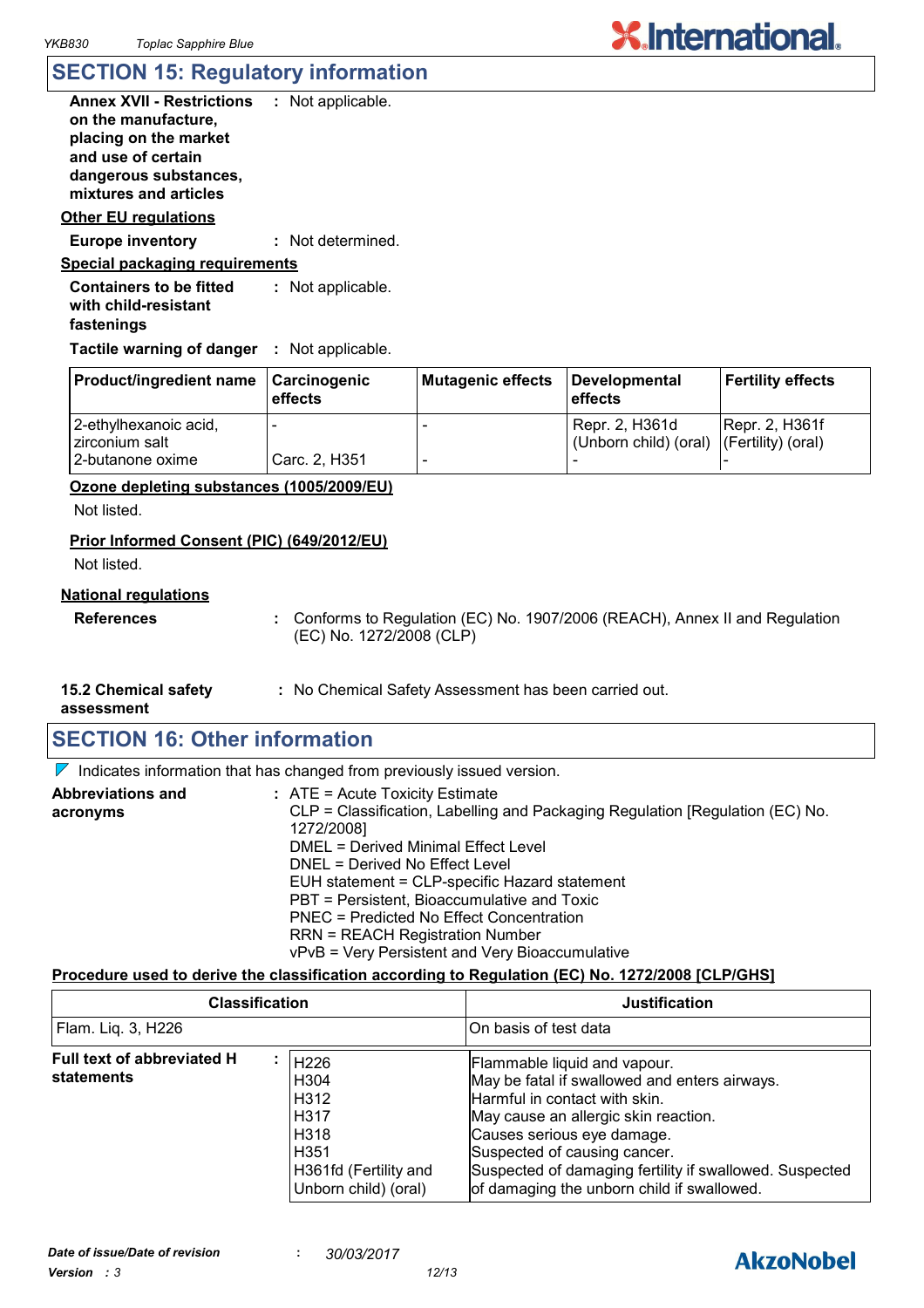## SECTION 15: Regulatory information

**Annex XVII - Restrictions on the manufacture, placing on the market and use of certain dangerous substances, mixtures and articles** : Not applicable.

**Other EU regulations**

**Europe inventory** : Not determined.

**Special packaging requirements**

**Containers to be fitted with child-resistant fastenings** : Not applicable.

**Tactile warning of danger** : Not applicable.

| Product/ingredient name | Carcinogenic effects | Mutagenic effects | Developmental effects | Fertility effects |
|---|---|---|---|---|
| 2-ethylhexanoic acid, zirconium salt | - | - | Repr. 2, H361d (Unborn child) (oral) | Repr. 2, H361f (Fertility) (oral) |
| 2-butanone oxime | Carc. 2, H351 | - | - | - |

**Ozone depleting substances (1005/2009/EU)**

Not listed.

**Prior Informed Consent (PIC) (649/2012/EU)**

Not listed.

**National regulations**

**References** : Conforms to Regulation (EC) No. 1907/2006 (REACH), Annex II and Regulation (EC) No. 1272/2008 (CLP)

**15.2 Chemical safety assessment** : No Chemical Safety Assessment has been carried out.

## SECTION 16: Other information

Indicates information that has changed from previously issued version.

**Abbreviations and acronyms** :
ATE = Acute Toxicity Estimate
CLP = Classification, Labelling and Packaging Regulation [Regulation (EC) No. 1272/2008]
DMEL = Derived Minimal Effect Level
DNEL = Derived No Effect Level
EUH statement = CLP-specific Hazard statement
PBT = Persistent, Bioaccumulative and Toxic
PNEC = Predicted No Effect Concentration
RRN = REACH Registration Number
vPvB = Very Persistent and Very Bioaccumulative

**Procedure used to derive the classification according to Regulation (EC) No. 1272/2008 [CLP/GHS]**

| Classification | Justification |
|---|---|
| Flam. Liq. 3, H226 | On basis of test data |

**Full text of abbreviated H statements** :

| | |
|---|---|
| H226 | Flammable liquid and vapour. |
| H304 | May be fatal if swallowed and enters airways. |
| H312 | Harmful in contact with skin. |
| H317 | May cause an allergic skin reaction. |
| H318 | Causes serious eye damage. |
| H351 | Suspected of causing cancer. |
| H361fd (Fertility and Unborn child) (oral) | Suspected of damaging fertility if swallowed. Suspected of damaging the unborn child if swallowed. |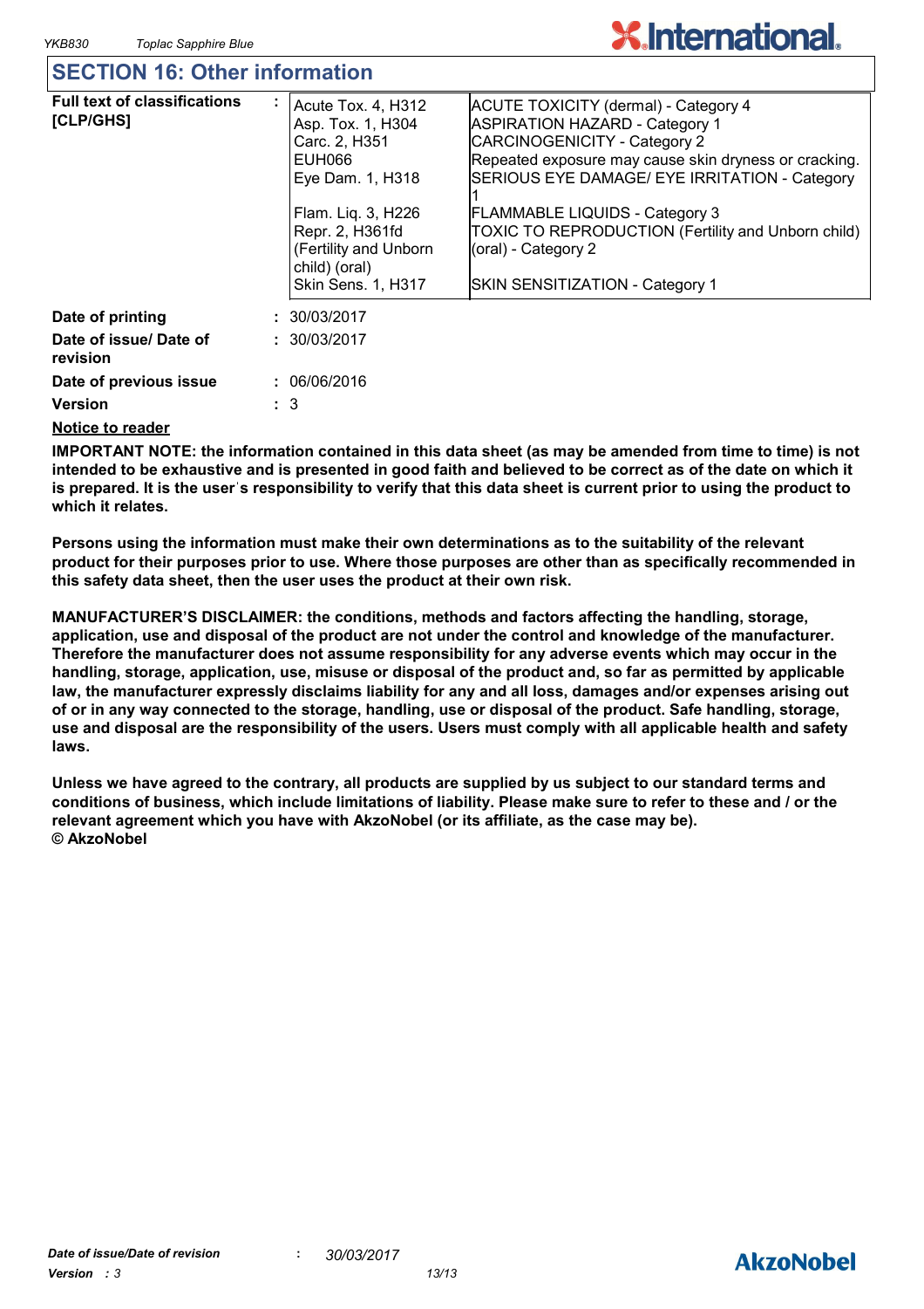## SECTION 16: Other information

**Full text of classifications [CLP/GHS]** :

| | |
|---|---|
| Acute Tox. 4, H312 | ACUTE TOXICITY (dermal) - Category 4 |
| Asp. Tox. 1, H304 | ASPIRATION HAZARD - Category 1 |
| Carc. 2, H351 | CARCINOGENICITY - Category 2 |
| EUH066 | Repeated exposure may cause skin dryness or cracking. |
| Eye Dam. 1, H318 | SERIOUS EYE DAMAGE/ EYE IRRITATION - Category 1 |
| Flam. Liq. 3, H226 | FLAMMABLE LIQUIDS - Category 3 |
| Repr. 2, H361fd (Fertility and Unborn child) (oral) | TOXIC TO REPRODUCTION (Fertility and Unborn child) (oral) - Category 2 |
| Skin Sens. 1, H317 | SKIN SENSITIZATION - Category 1 |

**Date of printing** : 30/03/2017

**Date of issue/ Date of revision** : 30/03/2017

**Date of previous issue** : 06/06/2016

**Version** : 3

<u>**Notice to reader**</u>

**IMPORTANT NOTE: the information contained in this data sheet (as may be amended from time to time) is not intended to be exhaustive and is presented in good faith and believed to be correct as of the date on which it is prepared. It is the user's responsibility to verify that this data sheet is current prior to using the product to which it relates.**

**Persons using the information must make their own determinations as to the suitability of the relevant product for their purposes prior to use. Where those purposes are other than as specifically recommended in this safety data sheet, then the user uses the product at their own risk.**

**MANUFACTURER'S DISCLAIMER: the conditions, methods and factors affecting the handling, storage, application, use and disposal of the product are not under the control and knowledge of the manufacturer. Therefore the manufacturer does not assume responsibility for any adverse events which may occur in the handling, storage, application, use, misuse or disposal of the product and, so far as permitted by applicable law, the manufacturer expressly disclaims liability for any and all loss, damages and/or expenses arising out of or in any way connected to the storage, handling, use or disposal of the product. Safe handling, storage, use and disposal are the responsibility of the users. Users must comply with all applicable health and safety laws.**

**Unless we have agreed to the contrary, all products are supplied by us subject to our standard terms and conditions of business, which include limitations of liability. Please make sure to refer to these and / or the relevant agreement which you have with AkzoNobel (or its affiliate, as the case may be).**
**© AkzoNobel**